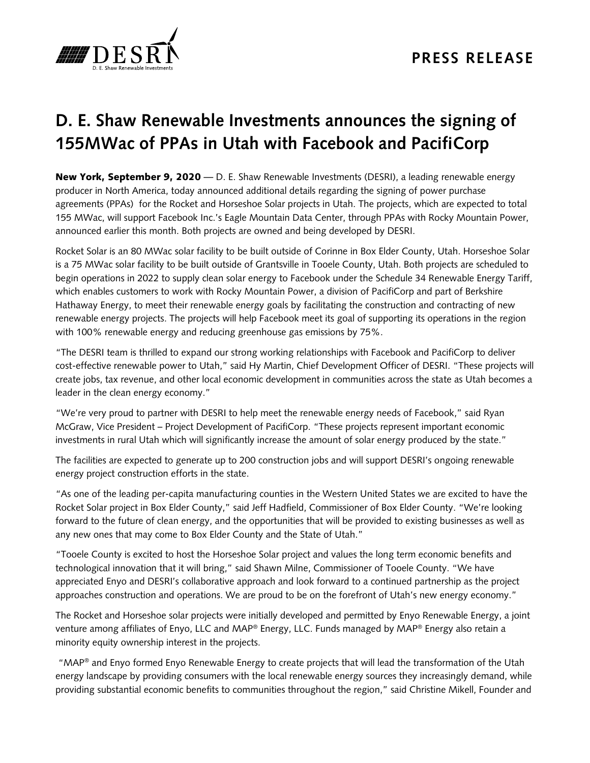**PRESS RELEASE**

# D. E. Shaw Renewable Investments announces the signing of 155MWac of PPAs in Utah with Facebook and PacifiCorp

**New York, September 9, 2020** — D. E. Shaw Renewable Investments (DESRI), a leading renewable energy producer in North America, today announced additional details regarding the signing of power purchase agreements (PPAs) for the Rocket and Horseshoe Solar projects in Utah. The projects, which are expected to total 155 MWac, will support Facebook Inc.'s Eagle Mountain Data Center, through PPAs with Rocky Mountain Power, announced earlier this month. Both projects are owned and being developed by DESRI.

Rocket Solar is an 80 MWac solar facility to be built outside of Corinne in Box Elder County, Utah. Horseshoe Solar is a 75 MWac solar facility to be built outside of Grantsville in Tooele County, Utah. Both projects are scheduled to begin operations in 2022 to supply clean solar energy to Facebook under the Schedule 34 Renewable Energy Tariff, which enables customers to work with Rocky Mountain Power, a division of PacifiCorp and part of Berkshire Hathaway Energy, to meet their renewable energy goals by facilitating the construction and contracting of new renewable energy projects. The projects will help Facebook meet its goal of supporting its operations in the region with 100% renewable energy and reducing greenhouse gas emissions by 75%.

"The DESRI team is thrilled to expand our strong working relationships with Facebook and PacifiCorp to deliver cost-effective renewable power to Utah," said Hy Martin, Chief Development Officer of DESRI. "These projects will create jobs, tax revenue, and other local economic development in communities across the state as Utah becomes a leader in the clean energy economy."

"We're very proud to partner with DESRI to help meet the renewable energy needs of Facebook," said Ryan McGraw, Vice President – Project Development of PacifiCorp. "These projects represent important economic investments in rural Utah which will significantly increase the amount of solar energy produced by the state."

The facilities are expected to generate up to 200 construction jobs and will support DESRI's ongoing renewable energy project construction efforts in the state.

"As one of the leading per-capita manufacturing counties in the Western United States we are excited to have the Rocket Solar project in Box Elder County," said Jeff Hadfield, Commissioner of Box Elder County. "We're looking forward to the future of clean energy, and the opportunities that will be provided to existing businesses as well as any new ones that may come to Box Elder County and the State of Utah."

"Tooele County is excited to host the Horseshoe Solar project and values the long term economic benefits and technological innovation that it will bring," said Shawn Milne, Commissioner of Tooele County. "We have appreciated Enyo and DESRI's collaborative approach and look forward to a continued partnership as the project approaches construction and operations. We are proud to be on the forefront of Utah's new energy economy."

The Rocket and Horseshoe solar projects were initially developed and permitted by Enyo Renewable Energy, a joint venture among affiliates of Enyo, LLC and MAP® Energy, LLC. Funds managed by MAP® Energy also retain a minority equity ownership interest in the projects.

"MAP® and Enyo formed Enyo Renewable Energy to create projects that will lead the transformation of the Utah energy landscape by providing consumers with the local renewable energy sources they increasingly demand, while providing substantial economic benefits to communities throughout the region," said Christine Mikell, Founder and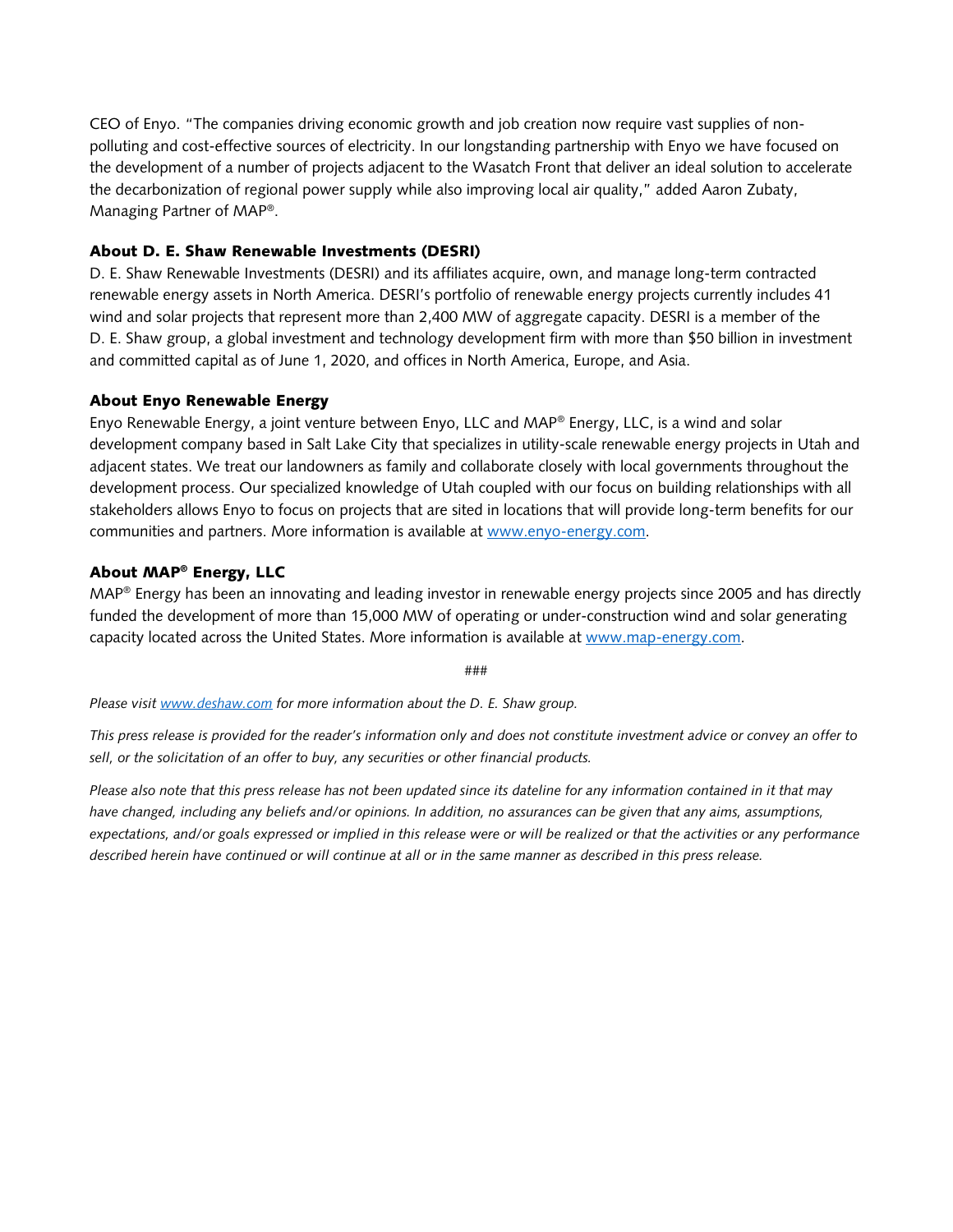CEO of Enyo. "The companies driving economic growth and job creation now require vast supplies of non-polluting and cost-effective sources of electricity. In our longstanding partnership with Enyo we have focused on the development of a number of projects adjacent to the Wasatch Front that deliver an ideal solution to accelerate the decarbonization of regional power supply while also improving local air quality," added Aaron Zubaty, Managing Partner of MAP®.

### About D. E. Shaw Renewable Investments (DESRI)

D. E. Shaw Renewable Investments (DESRI) and its affiliates acquire, own, and manage long-term contracted renewable energy assets in North America. DESRI's portfolio of renewable energy projects currently includes 41 wind and solar projects that represent more than 2,400 MW of aggregate capacity. DESRI is a member of the D. E. Shaw group, a global investment and technology development firm with more than $50 billion in investment and committed capital as of June 1, 2020, and offices in North America, Europe, and Asia.

### About Enyo Renewable Energy

Enyo Renewable Energy, a joint venture between Enyo, LLC and MAP® Energy, LLC, is a wind and solar development company based in Salt Lake City that specializes in utility-scale renewable energy projects in Utah and adjacent states. We treat our landowners as family and collaborate closely with local governments throughout the development process. Our specialized knowledge of Utah coupled with our focus on building relationships with all stakeholders allows Enyo to focus on projects that are sited in locations that will provide long-term benefits for our communities and partners. More information is available at [www.enyo-energy.com](http://www.enyo-energy.com).

### About MAP® Energy, LLC

MAP® Energy has been an innovating and leading investor in renewable energy projects since 2005 and has directly funded the development of more than 15,000 MW of operating or under-construction wind and solar generating capacity located across the United States. More information is available at [www.map-energy.com](http://www.map-energy.com).

###

*Please visit [www.deshaw.com](http://www.deshaw.com) for more information about the D. E. Shaw group.*

*This press release is provided for the reader's information only and does not constitute investment advice or convey an offer to sell, or the solicitation of an offer to buy, any securities or other financial products.*

*Please also note that this press release has not been updated since its dateline for any information contained in it that may have changed, including any beliefs and/or opinions. In addition, no assurances can be given that any aims, assumptions, expectations, and/or goals expressed or implied in this release were or will be realized or that the activities or any performance described herein have continued or will continue at all or in the same manner as described in this press release.*